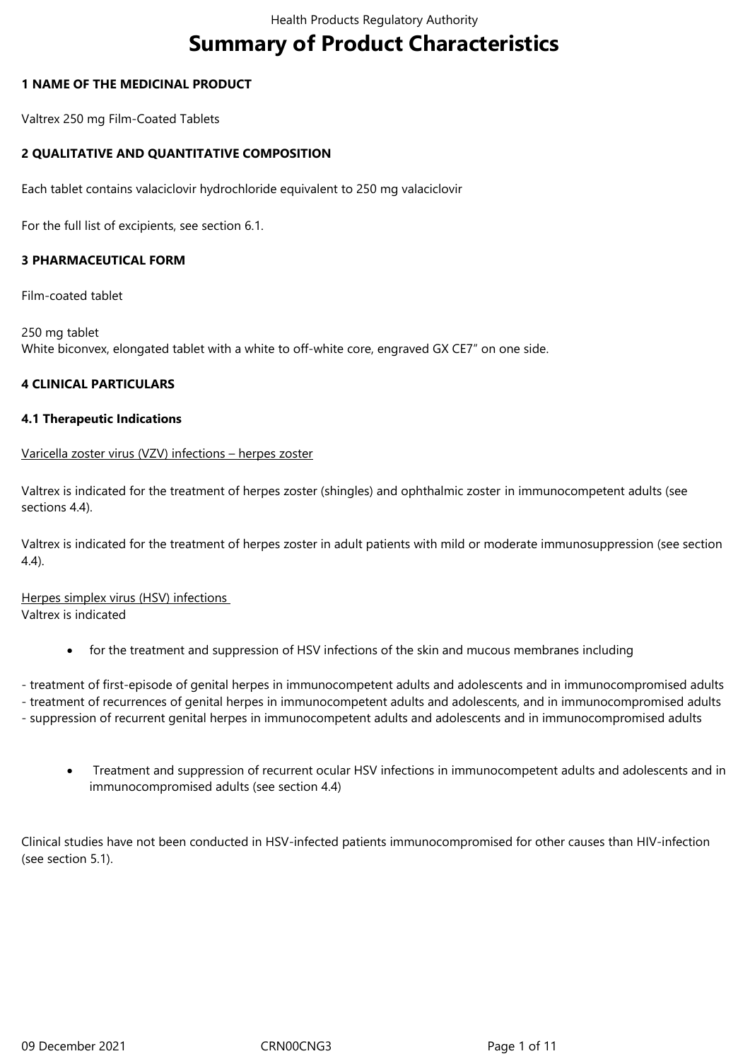# Summary of Product Characteristics

## 1 NAME OF THE MEDICINAL PRODUCT

Valtrex 250 mg Film-Coated Tablets

## 2 QUALITATIVE AND QUANTITATIVE COMPOSITION

Each tablet contains valaciclovir hydrochloride equivalent to 250 mg valaciclovir

For the full list of excipients, see section 6.1.

## 3 PHARMACEUTICAL FORM

Film-coated tablet

250 mg tablet
White biconvex, elongated tablet with a white to off-white core, engraved GX CE7" on one side.

## 4 CLINICAL PARTICULARS

### 4.1 Therapeutic Indications

Varicella zoster virus (VZV) infections – herpes zoster

Valtrex is indicated for the treatment of herpes zoster (shingles) and ophthalmic zoster in immunocompetent adults (see sections 4.4).

Valtrex is indicated for the treatment of herpes zoster in adult patients with mild or moderate immunosuppression (see section 4.4).

Herpes simplex virus (HSV) infections
Valtrex is indicated

- for the treatment and suppression of HSV infections of the skin and mucous membranes including

- treatment of first-episode of genital herpes in immunocompetent adults and adolescents and in immunocompromised adults
- treatment of recurrences of genital herpes in immunocompetent adults and adolescents, and in immunocompromised adults
- suppression of recurrent genital herpes in immunocompetent adults and adolescents and in immunocompromised adults

- Treatment and suppression of recurrent ocular HSV infections in immunocompetent adults and adolescents and in immunocompromised adults (see section 4.4)

Clinical studies have not been conducted in HSV-infected patients immunocompromised for other causes than HIV-infection (see section 5.1).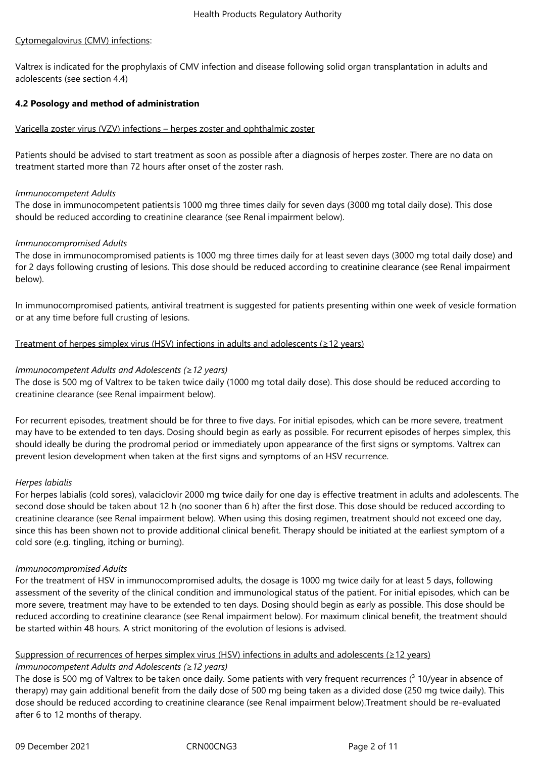Cytomegalovirus (CMV) infections:

Valtrex is indicated for the prophylaxis of CMV infection and disease following solid organ transplantation in adults and adolescents (see section 4.4)

**4.2 Posology and method of administration**

Varicella zoster virus (VZV) infections – herpes zoster and ophthalmic zoster

Patients should be advised to start treatment as soon as possible after a diagnosis of herpes zoster. There are no data on treatment started more than 72 hours after onset of the zoster rash.

*Immunocompetent Adults*
The dose in immunocompetent patientsis 1000 mg three times daily for seven days (3000 mg total daily dose). This dose should be reduced according to creatinine clearance (see Renal impairment below).

*Immunocompromised Adults*
The dose in immunocompromised patients is 1000 mg three times daily for at least seven days (3000 mg total daily dose) and for 2 days following crusting of lesions. This dose should be reduced according to creatinine clearance (see Renal impairment below).

In immunocompromised patients, antiviral treatment is suggested for patients presenting within one week of vesicle formation or at any time before full crusting of lesions.

Treatment of herpes simplex virus (HSV) infections in adults and adolescents (≥12 years)

*Immunocompetent Adults and Adolescents (≥12 years)*
The dose is 500 mg of Valtrex to be taken twice daily (1000 mg total daily dose). This dose should be reduced according to creatinine clearance (see Renal impairment below).

For recurrent episodes, treatment should be for three to five days. For initial episodes, which can be more severe, treatment may have to be extended to ten days. Dosing should begin as early as possible. For recurrent episodes of herpes simplex, this should ideally be during the prodromal period or immediately upon appearance of the first signs or symptoms. Valtrex can prevent lesion development when taken at the first signs and symptoms of an HSV recurrence.

*Herpes labialis*
For herpes labialis (cold sores), valaciclovir 2000 mg twice daily for one day is effective treatment in adults and adolescents. The second dose should be taken about 12 h (no sooner than 6 h) after the first dose. This dose should be reduced according to creatinine clearance (see Renal impairment below). When using this dosing regimen, treatment should not exceed one day, since this has been shown not to provide additional clinical benefit. Therapy should be initiated at the earliest symptom of a cold sore (e.g. tingling, itching or burning).

*Immunocompromised Adults*
For the treatment of HSV in immunocompromised adults, the dosage is 1000 mg twice daily for at least 5 days, following assessment of the severity of the clinical condition and immunological status of the patient. For initial episodes, which can be more severe, treatment may have to be extended to ten days. Dosing should begin as early as possible. This dose should be reduced according to creatinine clearance (see Renal impairment below). For maximum clinical benefit, the treatment should be started within 48 hours. A strict monitoring of the evolution of lesions is advised.

Suppression of recurrences of herpes simplex virus (HSV) infections in adults and adolescents (≥12 years)
*Immunocompetent Adults and Adolescents (≥12 years)*
The dose is 500 mg of Valtrex to be taken once daily. Some patients with very frequent recurrences (³ 10/year in absence of therapy) may gain additional benefit from the daily dose of 500 mg being taken as a divided dose (250 mg twice daily). This dose should be reduced according to creatinine clearance (see Renal impairment below).Treatment should be re-evaluated after 6 to 12 months of therapy.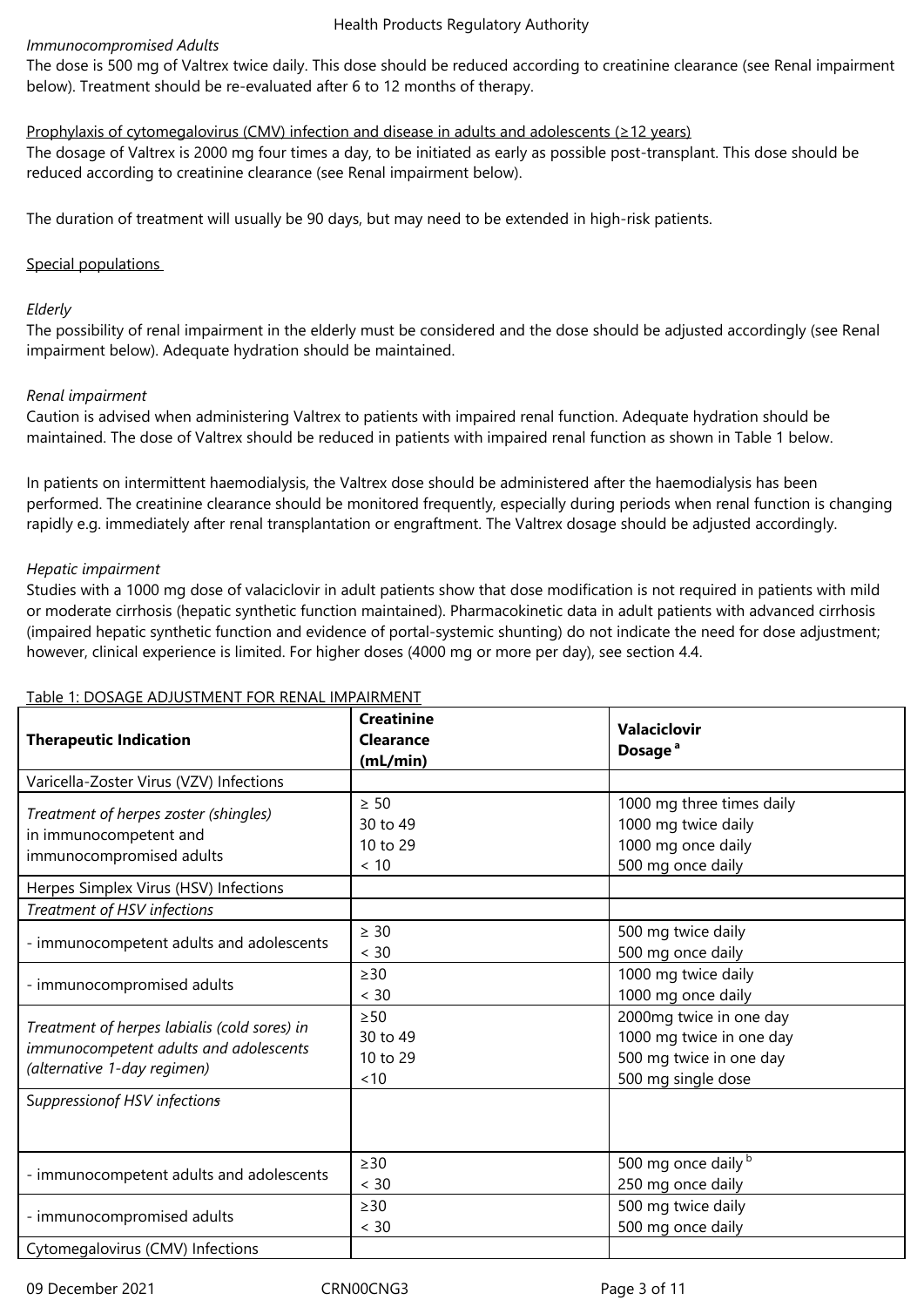*Immunocompromised Adults*
The dose is 500 mg of Valtrex twice daily. This dose should be reduced according to creatinine clearance (see Renal impairment below). Treatment should be re-evaluated after 6 to 12 months of therapy.

Prophylaxis of cytomegalovirus (CMV) infection and disease in adults and adolescents (≥12 years)
The dosage of Valtrex is 2000 mg four times a day, to be initiated as early as possible post-transplant. This dose should be reduced according to creatinine clearance (see Renal impairment below).

The duration of treatment will usually be 90 days, but may need to be extended in high-risk patients.

Special populations

*Elderly*
The possibility of renal impairment in the elderly must be considered and the dose should be adjusted accordingly (see Renal impairment below). Adequate hydration should be maintained.

*Renal impairment*
Caution is advised when administering Valtrex to patients with impaired renal function. Adequate hydration should be maintained. The dose of Valtrex should be reduced in patients with impaired renal function as shown in Table 1 below.

In patients on intermittent haemodialysis, the Valtrex dose should be administered after the haemodialysis has been performed. The creatinine clearance should be monitored frequently, especially during periods when renal function is changing rapidly e.g. immediately after renal transplantation or engraftment. The Valtrex dosage should be adjusted accordingly.

*Hepatic impairment*
Studies with a 1000 mg dose of valaciclovir in adult patients show that dose modification is not required in patients with mild or moderate cirrhosis (hepatic synthetic function maintained). Pharmacokinetic data in adult patients with advanced cirrhosis (impaired hepatic synthetic function and evidence of portal-systemic shunting) do not indicate the need for dose adjustment; however, clinical experience is limited. For higher doses (4000 mg or more per day), see section 4.4.

Table 1: DOSAGE ADJUSTMENT FOR RENAL IMPAIRMENT

| **Therapeutic Indication** | **Creatinine Clearance (mL/min)** | **Valaciclovir Dosage** [a] |
|---|---|---|
| Varicella-Zoster Virus (VZV) Infections | | |
| *Treatment of herpes zoster (shingles)* in immunocompetent and immunocompromised adults | ≥ 50<br>30 to 49<br>10 to 29<br>< 10 | 1000 mg three times daily<br>1000 mg twice daily<br>1000 mg once daily<br>500 mg once daily |
| Herpes Simplex Virus (HSV) Infections | | |
| *Treatment of HSV infections* | | |
| - immunocompetent adults and adolescents | ≥ 30<br>< 30 | 500 mg twice daily<br>500 mg once daily |
| - immunocompromised adults | ≥30<br>< 30 | 1000 mg twice daily<br>1000 mg once daily |
| *Treatment of herpes labialis (cold sores) in immunocompetent adults and adolescents (alternative 1-day regimen)* | ≥50<br>30 to 49<br>10 to 29<br><10 | 2000mg twice in one day<br>1000 mg twice in one day<br>500 mg twice in one day<br>500 mg single dose |
| *Suppressionof HSV infections* | | |
| - immunocompetent adults and adolescents | ≥30<br>< 30 | 500 mg once daily [b]<br>250 mg once daily |
| - immunocompromised adults | ≥30<br>< 30 | 500 mg twice daily<br>500 mg once daily |
| Cytomegalovirus (CMV) Infections | | |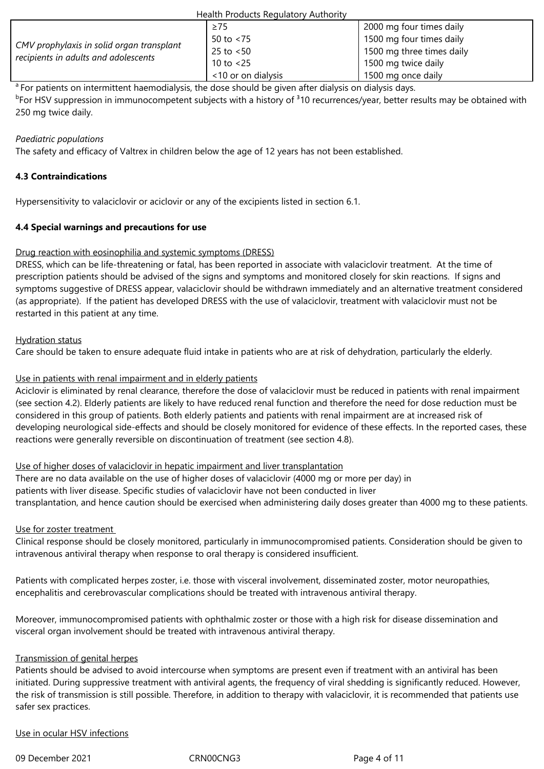| CMV prophylaxis in solid organ transplant recipients in adults and adolescents | ≥75 | 2000 mg four times daily |
|---|---|---|
| | 50 to <75 | 1500 mg four times daily |
| | 25 to <50 | 1500 mg three times daily |
| | 10 to <25 | 1500 mg twice daily |
| | <10 or on dialysis | 1500 mg once daily |

[a] For patients on intermittent haemodialysis, the dose should be given after dialysis on dialysis days.
[b]For HSV suppression in immunocompetent subjects with a history of ³10 recurrences/year, better results may be obtained with 250 mg twice daily.

*Paediatric populations*
The safety and efficacy of Valtrex in children below the age of 12 years has not been established.

**4.3 Contraindications**

Hypersensitivity to valaciclovir or aciclovir or any of the excipients listed in section 6.1.

**4.4 Special warnings and precautions for use**

Drug reaction with eosinophilia and systemic symptoms (DRESS)
DRESS, which can be life-threatening or fatal, has been reported in associate with valaciclovir treatment. At the time of prescription patients should be advised of the signs and symptoms and monitored closely for skin reactions. If signs and symptoms suggestive of DRESS appear, valaciclovir should be withdrawn immediately and an alternative treatment considered (as appropriate). If the patient has developed DRESS with the use of valaciclovir, treatment with valaciclovir must not be restarted in this patient at any time.

Hydration status
Care should be taken to ensure adequate fluid intake in patients who are at risk of dehydration, particularly the elderly.

Use in patients with renal impairment and in elderly patients
Aciclovir is eliminated by renal clearance, therefore the dose of valaciclovir must be reduced in patients with renal impairment (see section 4.2). Elderly patients are likely to have reduced renal function and therefore the need for dose reduction must be considered in this group of patients. Both elderly patients and patients with renal impairment are at increased risk of developing neurological side-effects and should be closely monitored for evidence of these effects. In the reported cases, these reactions were generally reversible on discontinuation of treatment (see section 4.8).

Use of higher doses of valaciclovir in hepatic impairment and liver transplantation
There are no data available on the use of higher doses of valaciclovir (4000 mg or more per day) in patients with liver disease. Specific studies of valaciclovir have not been conducted in liver transplantation, and hence caution should be exercised when administering daily doses greater than 4000 mg to these patients.

Use for zoster treatment
Clinical response should be closely monitored, particularly in immunocompromised patients. Consideration should be given to intravenous antiviral therapy when response to oral therapy is considered insufficient.

Patients with complicated herpes zoster, i.e. those with visceral involvement, disseminated zoster, motor neuropathies, encephalitis and cerebrovascular complications should be treated with intravenous antiviral therapy.

Moreover, immunocompromised patients with ophthalmic zoster or those with a high risk for disease dissemination and visceral organ involvement should be treated with intravenous antiviral therapy.

Transmission of genital herpes
Patients should be advised to avoid intercourse when symptoms are present even if treatment with an antiviral has been initiated. During suppressive treatment with antiviral agents, the frequency of viral shedding is significantly reduced. However, the risk of transmission is still possible. Therefore, in addition to therapy with valaciclovir, it is recommended that patients use safer sex practices.

Use in ocular HSV infections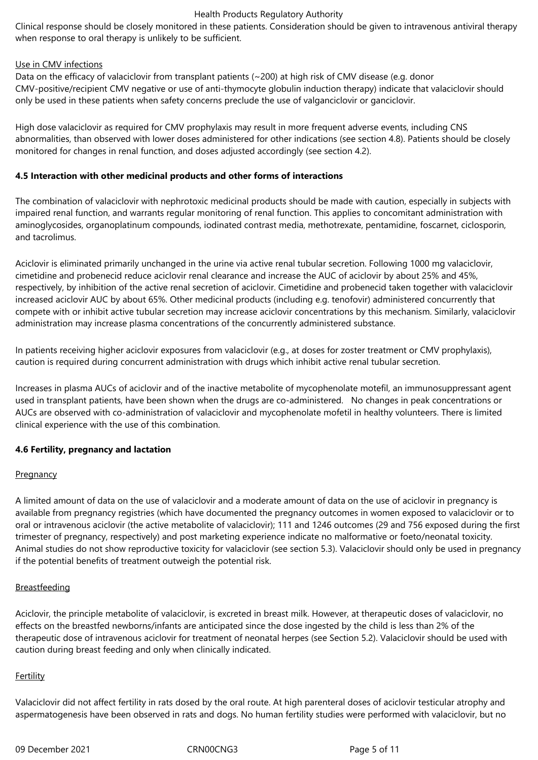Clinical response should be closely monitored in these patients. Consideration should be given to intravenous antiviral therapy when response to oral therapy is unlikely to be sufficient.

Use in CMV infections

Data on the efficacy of valaciclovir from transplant patients (~200) at high risk of CMV disease (e.g. donor CMV-positive/recipient CMV negative or use of anti-thymocyte globulin induction therapy) indicate that valaciclovir should only be used in these patients when safety concerns preclude the use of valganciclovir or ganciclovir.

High dose valaciclovir as required for CMV prophylaxis may result in more frequent adverse events, including CNS abnormalities, than observed with lower doses administered for other indications (see section 4.8). Patients should be closely monitored for changes in renal function, and doses adjusted accordingly (see section 4.2).

**4.5 Interaction with other medicinal products and other forms of interactions**

The combination of valaciclovir with nephrotoxic medicinal products should be made with caution, especially in subjects with impaired renal function, and warrants regular monitoring of renal function. This applies to concomitant administration with aminoglycosides, organoplatinum compounds, iodinated contrast media, methotrexate, pentamidine, foscarnet, ciclosporin, and tacrolimus.

Aciclovir is eliminated primarily unchanged in the urine via active renal tubular secretion. Following 1000 mg valaciclovir, cimetidine and probenecid reduce aciclovir renal clearance and increase the AUC of aciclovir by about 25% and 45%, respectively, by inhibition of the active renal secretion of aciclovir. Cimetidine and probenecid taken together with valaciclovir increased aciclovir AUC by about 65%. Other medicinal products (including e.g. tenofovir) administered concurrently that compete with or inhibit active tubular secretion may increase aciclovir concentrations by this mechanism. Similarly, valaciclovir administration may increase plasma concentrations of the concurrently administered substance.

In patients receiving higher aciclovir exposures from valaciclovir (e.g., at doses for zoster treatment or CMV prophylaxis), caution is required during concurrent administration with drugs which inhibit active renal tubular secretion.

Increases in plasma AUCs of aciclovir and of the inactive metabolite of mycophenolate motefil, an immunosuppressant agent used in transplant patients, have been shown when the drugs are co-administered. No changes in peak concentrations or AUCs are observed with co-administration of valaciclovir and mycophenolate mofetil in healthy volunteers. There is limited clinical experience with the use of this combination.

**4.6 Fertility, pregnancy and lactation**

Pregnancy

A limited amount of data on the use of valaciclovir and a moderate amount of data on the use of aciclovir in pregnancy is available from pregnancy registries (which have documented the pregnancy outcomes in women exposed to valaciclovir or to oral or intravenous aciclovir (the active metabolite of valaciclovir); 111 and 1246 outcomes (29 and 756 exposed during the first trimester of pregnancy, respectively) and post marketing experience indicate no malformative or foeto/neonatal toxicity. Animal studies do not show reproductive toxicity for valaciclovir (see section 5.3). Valaciclovir should only be used in pregnancy if the potential benefits of treatment outweigh the potential risk.

Breastfeeding

Aciclovir, the principle metabolite of valaciclovir, is excreted in breast milk. However, at therapeutic doses of valaciclovir, no effects on the breastfed newborns/infants are anticipated since the dose ingested by the child is less than 2% of the therapeutic dose of intravenous aciclovir for treatment of neonatal herpes (see Section 5.2). Valaciclovir should be used with caution during breast feeding and only when clinically indicated.

Fertility

Valaciclovir did not affect fertility in rats dosed by the oral route. At high parenteral doses of aciclovir testicular atrophy and aspermatogenesis have been observed in rats and dogs. No human fertility studies were performed with valaciclovir, but no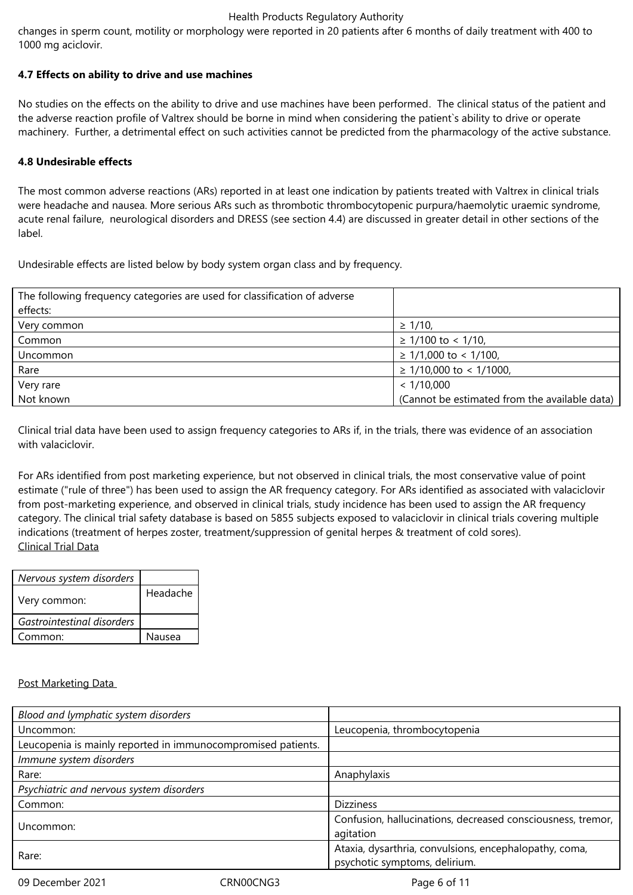changes in sperm count, motility or morphology were reported in 20 patients after 6 months of daily treatment with 400 to 1000 mg aciclovir.

**4.7 Effects on ability to drive and use machines**

No studies on the effects on the ability to drive and use machines have been performed. The clinical status of the patient and the adverse reaction profile of Valtrex should be borne in mind when considering the patient`s ability to drive or operate machinery. Further, a detrimental effect on such activities cannot be predicted from the pharmacology of the active substance.

**4.8 Undesirable effects**

The most common adverse reactions (ARs) reported in at least one indication by patients treated with Valtrex in clinical trials were headache and nausea. More serious ARs such as thrombotic thrombocytopenic purpura/haemolytic uraemic syndrome, acute renal failure, neurological disorders and DRESS (see section 4.4) are discussed in greater detail in other sections of the label.

Undesirable effects are listed below by body system organ class and by frequency.

| The following frequency categories are used for classification of adverse effects: | |
|---|---|
| Very common | ≥ 1/10, |
| Common | ≥ 1/100 to < 1/10, |
| Uncommon | ≥ 1/1,000 to < 1/100, |
| Rare | ≥ 1/10,000 to < 1/1000, |
| Very rare<br>Not known | < 1/10,000<br>(Cannot be estimated from the available data) |

Clinical trial data have been used to assign frequency categories to ARs if, in the trials, there was evidence of an association with valaciclovir.

For ARs identified from post marketing experience, but not observed in clinical trials, the most conservative value of point estimate ("rule of three") has been used to assign the AR frequency category. For ARs identified as associated with valaciclovir from post-marketing experience, and observed in clinical trials, study incidence has been used to assign the AR frequency category. The clinical trial safety database is based on 5855 subjects exposed to valaciclovir in clinical trials covering multiple indications (treatment of herpes zoster, treatment/suppression of genital herpes & treatment of cold sores).

<u>Clinical Trial Data</u>

| *Nervous system disorders* | |
|---|---|
| Very common: | Headache |
| *Gastrointestinal disorders* | |
| Common: | Nausea |

<u>Post Marketing Data</u>

| *Blood and lymphatic system disorders* | |
|---|---|
| Uncommon: | Leucopenia, thrombocytopenia |
| Leucopenia is mainly reported in immunocompromised patients. | |
| *Immune system disorders* | |
| Rare: | Anaphylaxis |
| *Psychiatric and nervous system disorders* | |
| Common: | Dizziness |
| Uncommon: | Confusion, hallucinations, decreased consciousness, tremor, agitation |
| Rare: | Ataxia, dysarthria, convulsions, encephalopathy, coma, psychotic symptoms, delirium. |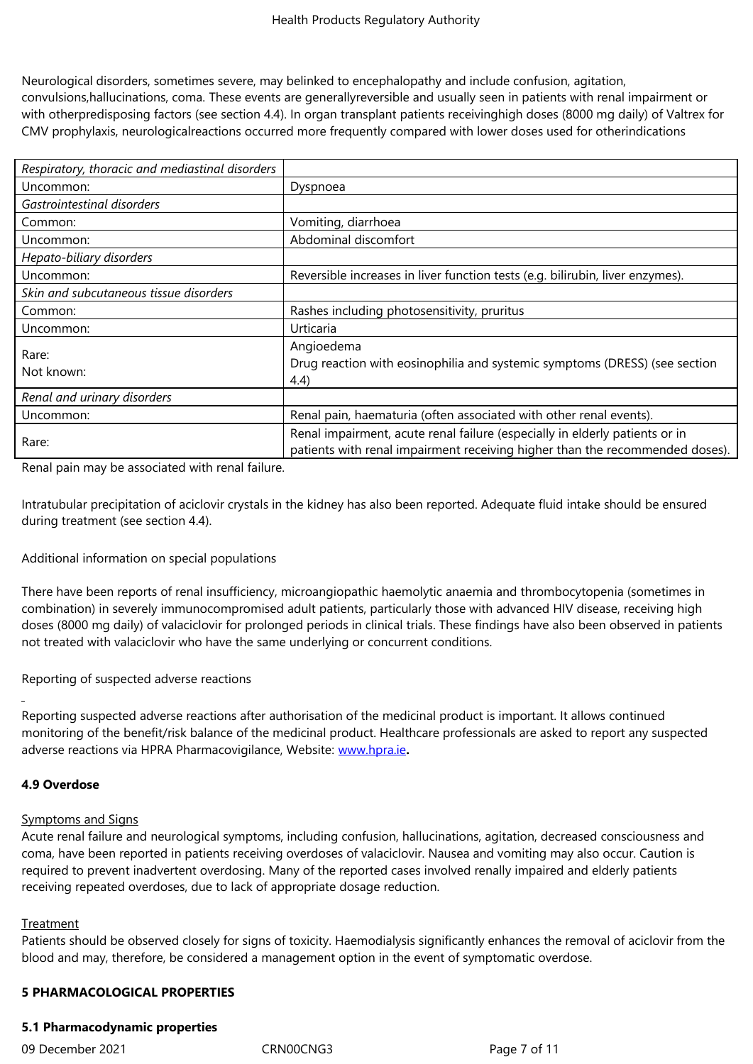Neurological disorders, sometimes severe, may belinked to encephalopathy and include confusion, agitation, convulsions,hallucinations, coma. These events are generallyreversible and usually seen in patients with renal impairment or with otherpredisposing factors (see section 4.4). In organ transplant patients receivinghigh doses (8000 mg daily) of Valtrex for CMV prophylaxis, neurologicalreactions occurred more frequently compared with lower doses used for otherindications

| *Respiratory, thoracic and mediastinal disorders* | |
|---|---|
| Uncommon: | Dyspnoea |
| *Gastrointestinal disorders* | |
| Common: | Vomiting, diarrhoea |
| Uncommon: | Abdominal discomfort |
| *Hepato-biliary disorders* | |
| Uncommon: | Reversible increases in liver function tests (e.g. bilirubin, liver enzymes). |
| *Skin and subcutaneous tissue disorders* | |
| Common: | Rashes including photosensitivity, pruritus |
| Uncommon: | Urticaria |
| Rare:<br>Not known: | Angioedema<br>Drug reaction with eosinophilia and systemic symptoms (DRESS) (see section 4.4) |
| *Renal and urinary disorders* | |
| Uncommon: | Renal pain, haematuria (often associated with other renal events). |
| Rare: | Renal impairment, acute renal failure (especially in elderly patients or in patients with renal impairment receiving higher than the recommended doses). |

Renal pain may be associated with renal failure.

Intratubular precipitation of aciclovir crystals in the kidney has also been reported. Adequate fluid intake should be ensured during treatment (see section 4.4).

Additional information on special populations

There have been reports of renal insufficiency, microangiopathic haemolytic anaemia and thrombocytopenia (sometimes in combination) in severely immunocompromised adult patients, particularly those with advanced HIV disease, receiving high doses (8000 mg daily) of valaciclovir for prolonged periods in clinical trials. These findings have also been observed in patients not treated with valaciclovir who have the same underlying or concurrent conditions.

Reporting of suspected adverse reactions

Reporting suspected adverse reactions after authorisation of the medicinal product is important. It allows continued monitoring of the benefit/risk balance of the medicinal product. Healthcare professionals are asked to report any suspected adverse reactions via HPRA Pharmacovigilance, Website: www.hpra.ie**.**

**4.9 Overdose**

Symptoms and Signs

Acute renal failure and neurological symptoms, including confusion, hallucinations, agitation, decreased consciousness and coma, have been reported in patients receiving overdoses of valaciclovir. Nausea and vomiting may also occur. Caution is required to prevent inadvertent overdosing. Many of the reported cases involved renally impaired and elderly patients receiving repeated overdoses, due to lack of appropriate dosage reduction.

Treatment

Patients should be observed closely for signs of toxicity. Haemodialysis significantly enhances the removal of aciclovir from the blood and may, therefore, be considered a management option in the event of symptomatic overdose.

**5 PHARMACOLOGICAL PROPERTIES**

**5.1 Pharmacodynamic properties**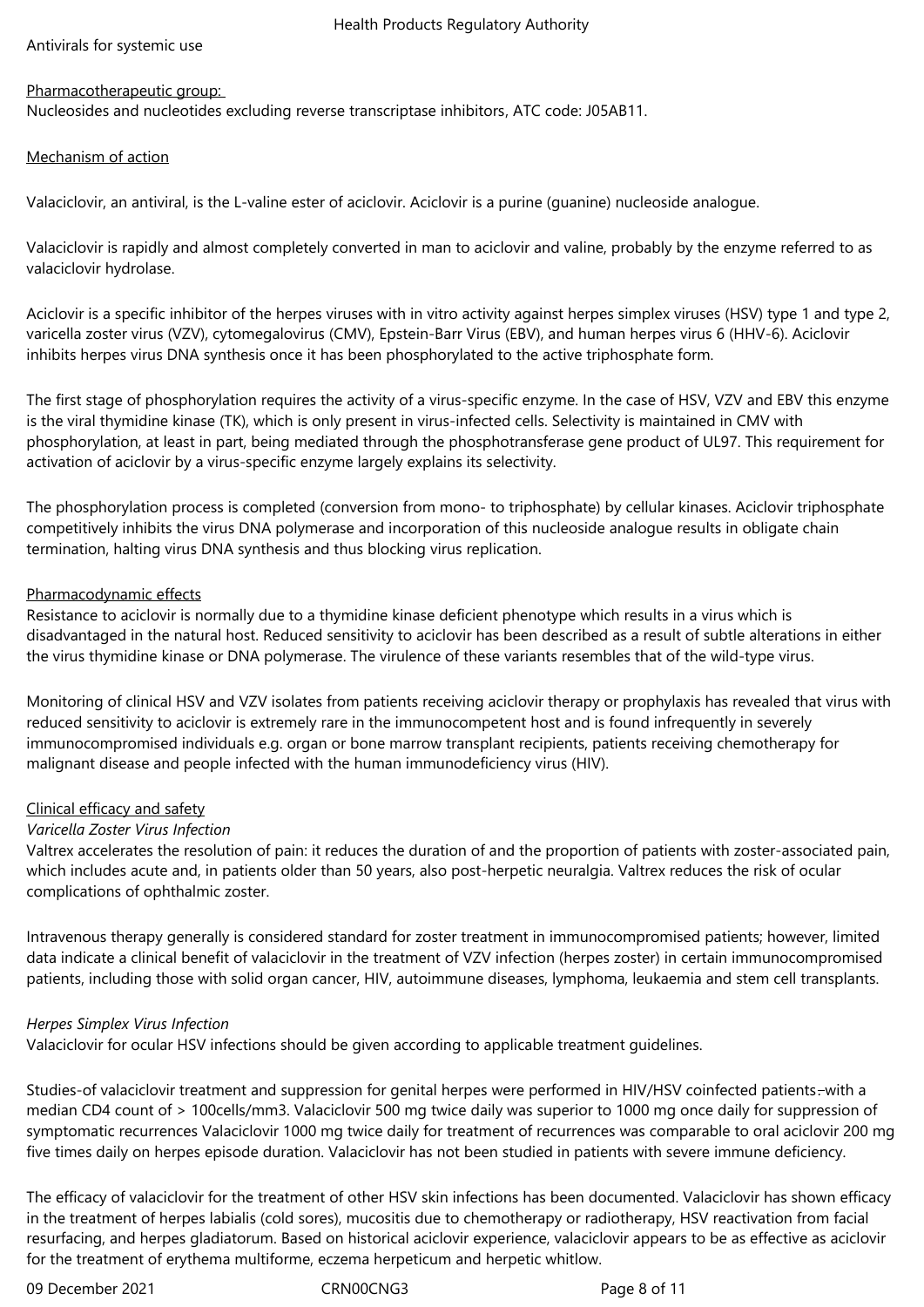Antivirals for systemic use

Pharmacotherapeutic group:

Nucleosides and nucleotides excluding reverse transcriptase inhibitors, ATC code: J05AB11.

Mechanism of action

Valaciclovir, an antiviral, is the L-valine ester of aciclovir. Aciclovir is a purine (guanine) nucleoside analogue.

Valaciclovir is rapidly and almost completely converted in man to aciclovir and valine, probably by the enzyme referred to as valaciclovir hydrolase.

Aciclovir is a specific inhibitor of the herpes viruses with in vitro activity against herpes simplex viruses (HSV) type 1 and type 2, varicella zoster virus (VZV), cytomegalovirus (CMV), Epstein-Barr Virus (EBV), and human herpes virus 6 (HHV-6). Aciclovir inhibits herpes virus DNA synthesis once it has been phosphorylated to the active triphosphate form.

The first stage of phosphorylation requires the activity of a virus-specific enzyme. In the case of HSV, VZV and EBV this enzyme is the viral thymidine kinase (TK), which is only present in virus-infected cells. Selectivity is maintained in CMV with phosphorylation, at least in part, being mediated through the phosphotransferase gene product of UL97. This requirement for activation of aciclovir by a virus-specific enzyme largely explains its selectivity.

The phosphorylation process is completed (conversion from mono- to triphosphate) by cellular kinases. Aciclovir triphosphate competitively inhibits the virus DNA polymerase and incorporation of this nucleoside analogue results in obligate chain termination, halting virus DNA synthesis and thus blocking virus replication.

Pharmacodynamic effects

Resistance to aciclovir is normally due to a thymidine kinase deficient phenotype which results in a virus which is disadvantaged in the natural host. Reduced sensitivity to aciclovir has been described as a result of subtle alterations in either the virus thymidine kinase or DNA polymerase. The virulence of these variants resembles that of the wild-type virus.

Monitoring of clinical HSV and VZV isolates from patients receiving aciclovir therapy or prophylaxis has revealed that virus with reduced sensitivity to aciclovir is extremely rare in the immunocompetent host and is found infrequently in severely immunocompromised individuals e.g. organ or bone marrow transplant recipients, patients receiving chemotherapy for malignant disease and people infected with the human immunodeficiency virus (HIV).

Clinical efficacy and safety

*Varicella Zoster Virus Infection*

Valtrex accelerates the resolution of pain: it reduces the duration of and the proportion of patients with zoster-associated pain, which includes acute and, in patients older than 50 years, also post-herpetic neuralgia. Valtrex reduces the risk of ocular complications of ophthalmic zoster.

Intravenous therapy generally is considered standard for zoster treatment in immunocompromised patients; however, limited data indicate a clinical benefit of valaciclovir in the treatment of VZV infection (herpes zoster) in certain immunocompromised patients, including those with solid organ cancer, HIV, autoimmune diseases, lymphoma, leukaemia and stem cell transplants.

*Herpes Simplex Virus Infection*

Valaciclovir for ocular HSV infections should be given according to applicable treatment guidelines.

Studies of valaciclovir treatment and suppression for genital herpes were performed in HIV/HSV coinfected patients with a median CD4 count of > 100cells/mm3. Valaciclovir 500 mg twice daily was superior to 1000 mg once daily for suppression of symptomatic recurrences Valaciclovir 1000 mg twice daily for treatment of recurrences was comparable to oral aciclovir 200 mg five times daily on herpes episode duration. Valaciclovir has not been studied in patients with severe immune deficiency.

The efficacy of valaciclovir for the treatment of other HSV skin infections has been documented. Valaciclovir has shown efficacy in the treatment of herpes labialis (cold sores), mucositis due to chemotherapy or radiotherapy, HSV reactivation from facial resurfacing, and herpes gladiatorum. Based on historical aciclovir experience, valaciclovir appears to be as effective as aciclovir for the treatment of erythema multiforme, eczema herpeticum and herpetic whitlow.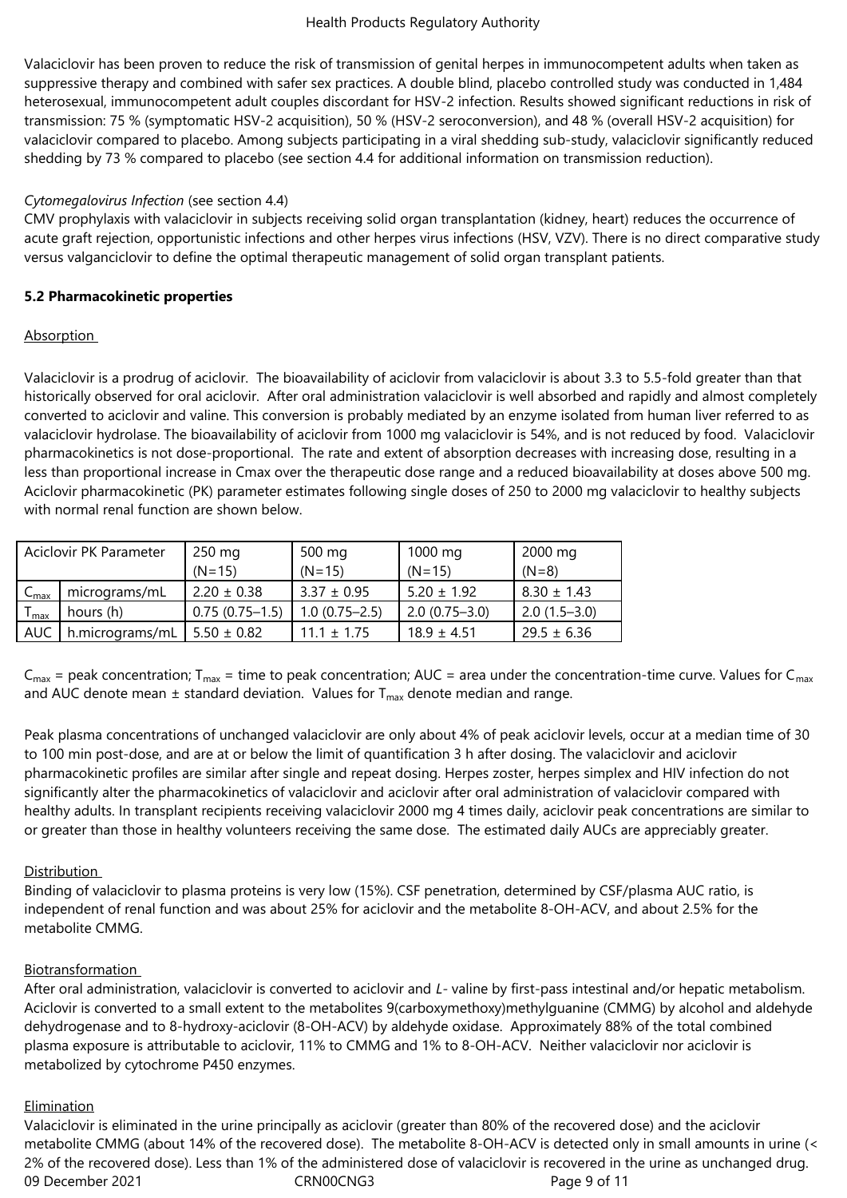Valaciclovir has been proven to reduce the risk of transmission of genital herpes in immunocompetent adults when taken as suppressive therapy and combined with safer sex practices. A double blind, placebo controlled study was conducted in 1,484 heterosexual, immunocompetent adult couples discordant for HSV-2 infection. Results showed significant reductions in risk of transmission: 75 % (symptomatic HSV-2 acquisition), 50 % (HSV-2 seroconversion), and 48 % (overall HSV-2 acquisition) for valaciclovir compared to placebo. Among subjects participating in a viral shedding sub-study, valaciclovir significantly reduced shedding by 73 % compared to placebo (see section 4.4 for additional information on transmission reduction).

*Cytomegalovirus Infection* (see section 4.4)

CMV prophylaxis with valaciclovir in subjects receiving solid organ transplantation (kidney, heart) reduces the occurrence of acute graft rejection, opportunistic infections and other herpes virus infections (HSV, VZV). There is no direct comparative study versus valganciclovir to define the optimal therapeutic management of solid organ transplant patients.

**5.2 Pharmacokinetic properties**

Absorption

Valaciclovir is a prodrug of aciclovir. The bioavailability of aciclovir from valaciclovir is about 3.3 to 5.5-fold greater than that historically observed for oral aciclovir. After oral administration valaciclovir is well absorbed and rapidly and almost completely converted to aciclovir and valine. This conversion is probably mediated by an enzyme isolated from human liver referred to as valaciclovir hydrolase. The bioavailability of aciclovir from 1000 mg valaciclovir is 54%, and is not reduced by food. Valaciclovir pharmacokinetics is not dose-proportional. The rate and extent of absorption decreases with increasing dose, resulting in a less than proportional increase in Cmax over the therapeutic dose range and a reduced bioavailability at doses above 500 mg. Aciclovir pharmacokinetic (PK) parameter estimates following single doses of 250 to 2000 mg valaciclovir to healthy subjects with normal renal function are shown below.

| Aciclovir PK Parameter | | 250 mg (N=15) | 500 mg (N=15) | 1000 mg (N=15) | 2000 mg (N=8) |
|---|---|---|---|---|---|
| $C_{max}$ | micrograms/mL | 2.20 ± 0.38 | 3.37 ± 0.95 | 5.20 ± 1.92 | 8.30 ± 1.43 |
| $T_{max}$ | hours (h) | 0.75 (0.75–1.5) | 1.0 (0.75–2.5) | 2.0 (0.75–3.0) | 2.0 (1.5–3.0) |
| AUC | h.micrograms/mL | 5.50 ± 0.82 | 11.1 ± 1.75 | 18.9 ± 4.51 | 29.5 ± 6.36 |

$C_{max}$ = peak concentration; $T_{max}$ = time to peak concentration; AUC = area under the concentration-time curve. Values for $C_{max}$ and AUC denote mean ± standard deviation. Values for $T_{max}$ denote median and range.

Peak plasma concentrations of unchanged valaciclovir are only about 4% of peak aciclovir levels, occur at a median time of 30 to 100 min post-dose, and are at or below the limit of quantification 3 h after dosing. The valaciclovir and aciclovir pharmacokinetic profiles are similar after single and repeat dosing. Herpes zoster, herpes simplex and HIV infection do not significantly alter the pharmacokinetics of valaciclovir and aciclovir after oral administration of valaciclovir compared with healthy adults. In transplant recipients receiving valaciclovir 2000 mg 4 times daily, aciclovir peak concentrations are similar to or greater than those in healthy volunteers receiving the same dose. The estimated daily AUCs are appreciably greater.

Distribution

Binding of valaciclovir to plasma proteins is very low (15%). CSF penetration, determined by CSF/plasma AUC ratio, is independent of renal function and was about 25% for aciclovir and the metabolite 8-OH-ACV, and about 2.5% for the metabolite CMMG.

Biotransformation

After oral administration, valaciclovir is converted to aciclovir and *L*- valine by first-pass intestinal and/or hepatic metabolism. Aciclovir is converted to a small extent to the metabolites 9(carboxymethoxy)methylguanine (CMMG) by alcohol and aldehyde dehydrogenase and to 8-hydroxy-aciclovir (8-OH-ACV) by aldehyde oxidase. Approximately 88% of the total combined plasma exposure is attributable to aciclovir, 11% to CMMG and 1% to 8-OH-ACV. Neither valaciclovir nor aciclovir is metabolized by cytochrome P450 enzymes.

Elimination

Valaciclovir is eliminated in the urine principally as aciclovir (greater than 80% of the recovered dose) and the aciclovir metabolite CMMG (about 14% of the recovered dose). The metabolite 8-OH-ACV is detected only in small amounts in urine (< 2% of the recovered dose). Less than 1% of the administered dose of valaciclovir is recovered in the urine as unchanged drug.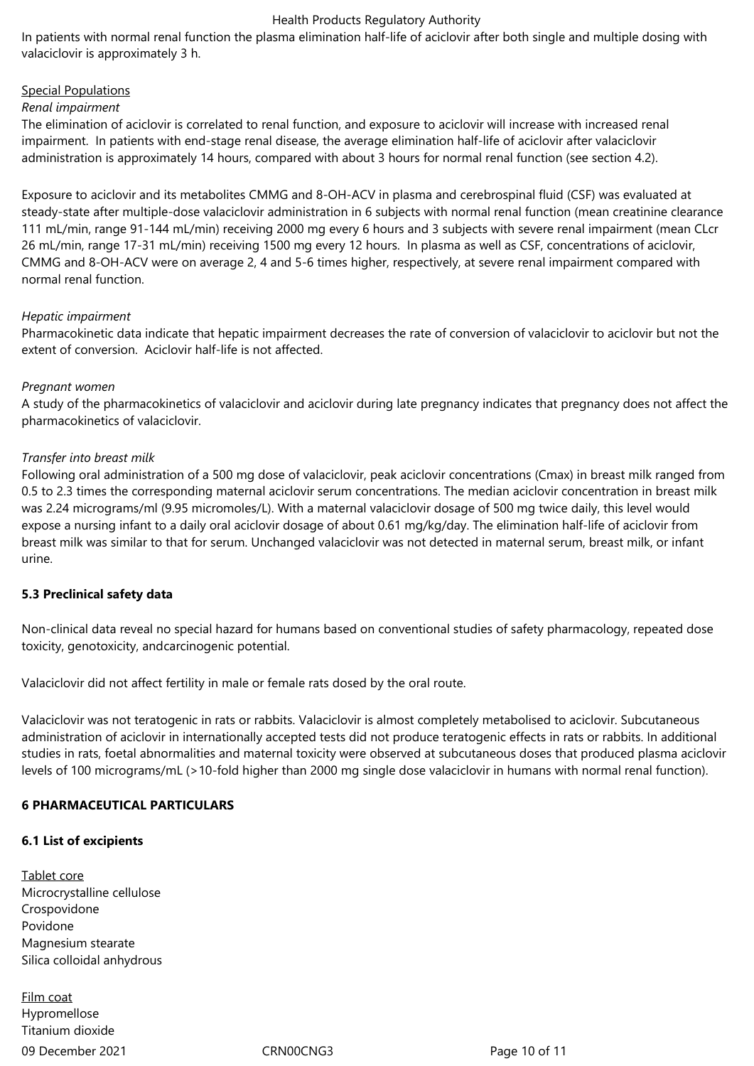In patients with normal renal function the plasma elimination half-life of aciclovir after both single and multiple dosing with valaciclovir is approximately 3 h.

Special Populations

*Renal impairment*

The elimination of aciclovir is correlated to renal function, and exposure to aciclovir will increase with increased renal impairment. In patients with end-stage renal disease, the average elimination half-life of aciclovir after valaciclovir administration is approximately 14 hours, compared with about 3 hours for normal renal function (see section 4.2).

Exposure to aciclovir and its metabolites CMMG and 8-OH-ACV in plasma and cerebrospinal fluid (CSF) was evaluated at steady-state after multiple-dose valaciclovir administration in 6 subjects with normal renal function (mean creatinine clearance 111 mL/min, range 91-144 mL/min) receiving 2000 mg every 6 hours and 3 subjects with severe renal impairment (mean CLcr 26 mL/min, range 17-31 mL/min) receiving 1500 mg every 12 hours. In plasma as well as CSF, concentrations of aciclovir, CMMG and 8-OH-ACV were on average 2, 4 and 5-6 times higher, respectively, at severe renal impairment compared with normal renal function.

*Hepatic impairment*

Pharmacokinetic data indicate that hepatic impairment decreases the rate of conversion of valaciclovir to aciclovir but not the extent of conversion. Aciclovir half-life is not affected.

*Pregnant women*

A study of the pharmacokinetics of valaciclovir and aciclovir during late pregnancy indicates that pregnancy does not affect the pharmacokinetics of valaciclovir.

*Transfer into breast milk*

Following oral administration of a 500 mg dose of valaciclovir, peak aciclovir concentrations (Cmax) in breast milk ranged from 0.5 to 2.3 times the corresponding maternal aciclovir serum concentrations. The median aciclovir concentration in breast milk was 2.24 micrograms/ml (9.95 micromoles/L). With a maternal valaciclovir dosage of 500 mg twice daily, this level would expose a nursing infant to a daily oral aciclovir dosage of about 0.61 mg/kg/day. The elimination half-life of aciclovir from breast milk was similar to that for serum. Unchanged valaciclovir was not detected in maternal serum, breast milk, or infant urine.

**5.3 Preclinical safety data**

Non-clinical data reveal no special hazard for humans based on conventional studies of safety pharmacology, repeated dose toxicity, genotoxicity, andcarcinogenic potential.

Valaciclovir did not affect fertility in male or female rats dosed by the oral route.

Valaciclovir was not teratogenic in rats or rabbits. Valaciclovir is almost completely metabolised to aciclovir. Subcutaneous administration of aciclovir in internationally accepted tests did not produce teratogenic effects in rats or rabbits. In additional studies in rats, foetal abnormalities and maternal toxicity were observed at subcutaneous doses that produced plasma aciclovir levels of 100 micrograms/mL (>10-fold higher than 2000 mg single dose valaciclovir in humans with normal renal function).

**6 PHARMACEUTICAL PARTICULARS**

**6.1 List of excipients**

Tablet core

Microcrystalline cellulose
Crospovidone
Povidone
Magnesium stearate
Silica colloidal anhydrous

Film coat

Hypromellose
Titanium dioxide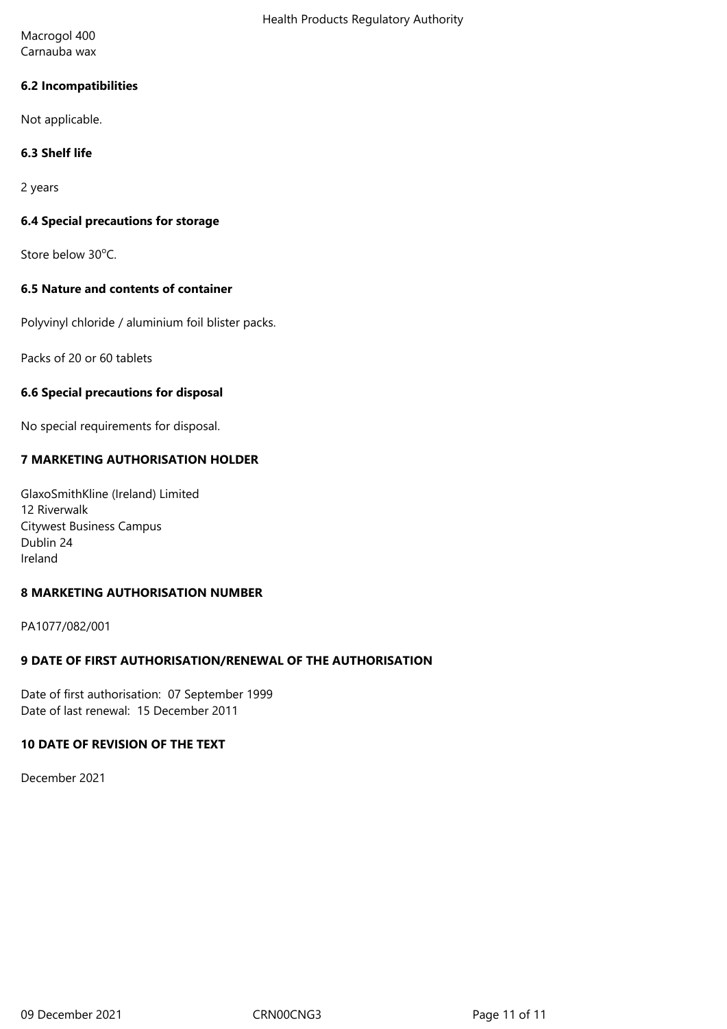Macrogol 400
Carnauba wax

### 6.2 Incompatibilities

Not applicable.

### 6.3 Shelf life

2 years

### 6.4 Special precautions for storage

Store below 30$^{o}$C.

### 6.5 Nature and contents of container

Polyvinyl chloride / aluminium foil blister packs.

Packs of 20 or 60 tablets

### 6.6 Special precautions for disposal

No special requirements for disposal.

## 7 MARKETING AUTHORISATION HOLDER

GlaxoSmithKline (Ireland) Limited
12 Riverwalk
Citywest Business Campus
Dublin 24
Ireland

## 8 MARKETING AUTHORISATION NUMBER

PA1077/082/001

## 9 DATE OF FIRST AUTHORISATION/RENEWAL OF THE AUTHORISATION

Date of first authorisation: 07 September 1999
Date of last renewal: 15 December 2011

## 10 DATE OF REVISION OF THE TEXT

December 2021